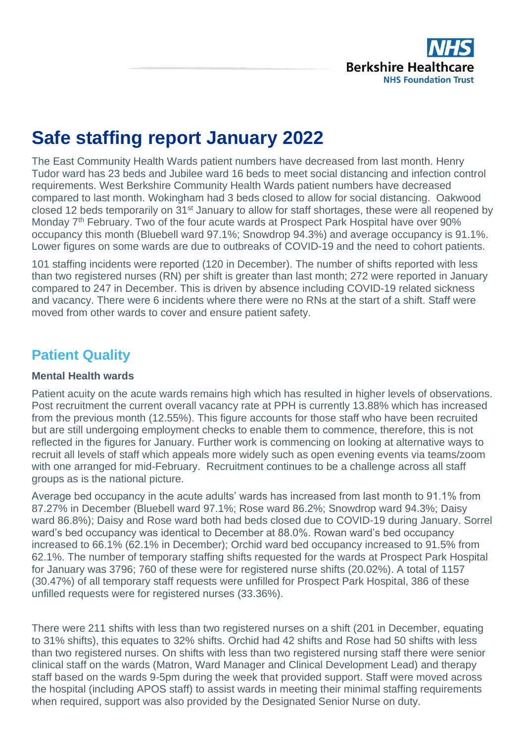# Safe staffing report January 2022

The East Community Health Wards patient numbers have decreased from last month. Henry Tudor ward has 23 beds and Jubilee ward 16 beds to meet social distancing and infection control requirements. West Berkshire Community Health Wards patient numbers have decreased compared to last month. Wokingham had 3 beds closed to allow for social distancing. Oakwood closed 12 beds temporarily on 31st January to allow for staff shortages, these were all reopened by Monday 7th February. Two of the four acute wards at Prospect Park Hospital have over 90% occupancy this month (Bluebell ward 97.1%; Snowdrop 94.3%) and average occupancy is 91.1%. Lower figures on some wards are due to outbreaks of COVID-19 and the need to cohort patients.

101 staffing incidents were reported (120 in December). The number of shifts reported with less than two registered nurses (RN) per shift is greater than last month; 272 were reported in January compared to 247 in December. This is driven by absence including COVID-19 related sickness and vacancy. There were 6 incidents where there were no RNs at the start of a shift. Staff were moved from other wards to cover and ensure patient safety.

## Patient Quality

### Mental Health wards

Patient acuity on the acute wards remains high which has resulted in higher levels of observations. Post recruitment the current overall vacancy rate at PPH is currently 13.88% which has increased from the previous month (12.55%). This figure accounts for those staff who have been recruited but are still undergoing employment checks to enable them to commence, therefore, this is not reflected in the figures for January. Further work is commencing on looking at alternative ways to recruit all levels of staff which appeals more widely such as open evening events via teams/zoom with one arranged for mid-February. Recruitment continues to be a challenge across all staff groups as is the national picture.

Average bed occupancy in the acute adults' wards has increased from last month to 91.1% from 87.27% in December (Bluebell ward 97.1%; Rose ward 86.2%; Snowdrop ward 94.3%; Daisy ward 86.8%); Daisy and Rose ward both had beds closed due to COVID-19 during January. Sorrel ward's bed occupancy was identical to December at 88.0%. Rowan ward's bed occupancy increased to 66.1% (62.1% in December); Orchid ward bed occupancy increased to 91.5% from 62.1%. The number of temporary staffing shifts requested for the wards at Prospect Park Hospital for January was 3796; 760 of these were for registered nurse shifts (20.02%). A total of 1157 (30.47%) of all temporary staff requests were unfilled for Prospect Park Hospital, 386 of these unfilled requests were for registered nurses (33.36%).

There were 211 shifts with less than two registered nurses on a shift (201 in December, equating to 31% shifts), this equates to 32% shifts. Orchid had 42 shifts and Rose had 50 shifts with less than two registered nurses. On shifts with less than two registered nursing staff there were senior clinical staff on the wards (Matron, Ward Manager and Clinical Development Lead) and therapy staff based on the wards 9-5pm during the week that provided support. Staff were moved across the hospital (including APOS staff) to assist wards in meeting their minimal staffing requirements when required, support was also provided by the Designated Senior Nurse on duty.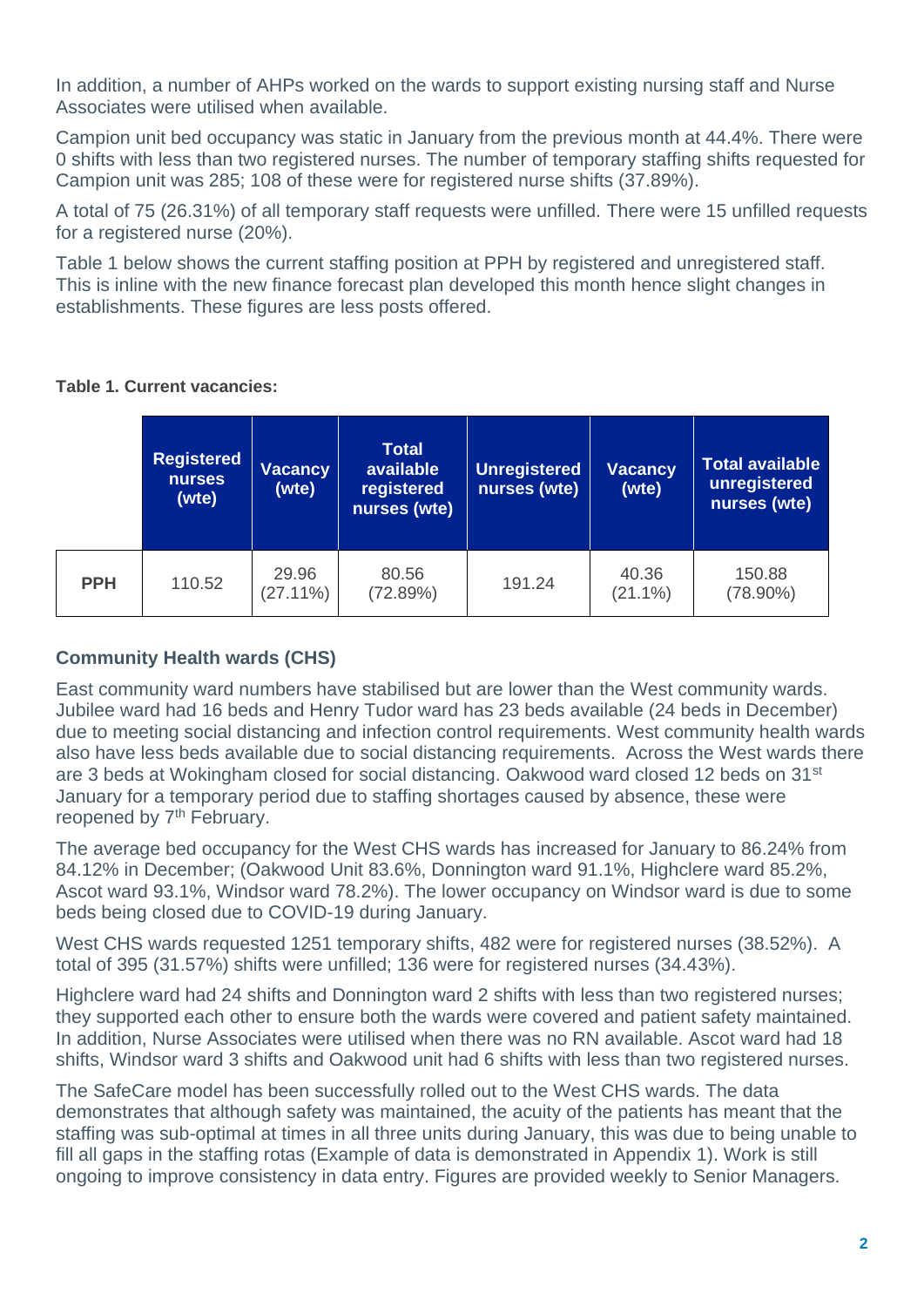In addition, a number of AHPs worked on the wards to support existing nursing staff and Nurse Associates were utilised when available.

Campion unit bed occupancy was static in January from the previous month at 44.4%. There were 0 shifts with less than two registered nurses. The number of temporary staffing shifts requested for Campion unit was 285; 108 of these were for registered nurse shifts (37.89%).

A total of 75 (26.31%) of all temporary staff requests were unfilled. There were 15 unfilled requests for a registered nurse (20%).

Table 1 below shows the current staffing position at PPH by registered and unregistered staff. This is inline with the new finance forecast plan developed this month hence slight changes in establishments. These figures are less posts offered.

**Table 1. Current vacancies:**

| | Registered nurses (wte) | Vacancy (wte) | Total available registered nurses (wte) | Unregistered nurses (wte) | Vacancy (wte) | Total available unregistered nurses (wte) |
|---|---|---|---|---|---|---|
| **PPH** | 110.52 | 29.96 (27.11%) | 80.56 (72.89%) | 191.24 | 40.36 (21.1%) | 150.88 (78.90%) |

### Community Health wards (CHS)

East community ward numbers have stabilised but are lower than the West community wards. Jubilee ward had 16 beds and Henry Tudor ward has 23 beds available (24 beds in December) due to meeting social distancing and infection control requirements. West community health wards also have less beds available due to social distancing requirements. Across the West wards there are 3 beds at Wokingham closed for social distancing. Oakwood ward closed 12 beds on 31st January for a temporary period due to staffing shortages caused by absence, these were reopened by 7th February.

The average bed occupancy for the West CHS wards has increased for January to 86.24% from 84.12% in December; (Oakwood Unit 83.6%, Donnington ward 91.1%, Highclere ward 85.2%, Ascot ward 93.1%, Windsor ward 78.2%). The lower occupancy on Windsor ward is due to some beds being closed due to COVID-19 during January.

West CHS wards requested 1251 temporary shifts, 482 were for registered nurses (38.52%). A total of 395 (31.57%) shifts were unfilled; 136 were for registered nurses (34.43%).

Highclere ward had 24 shifts and Donnington ward 2 shifts with less than two registered nurses; they supported each other to ensure both the wards were covered and patient safety maintained. In addition, Nurse Associates were utilised when there was no RN available. Ascot ward had 18 shifts, Windsor ward 3 shifts and Oakwood unit had 6 shifts with less than two registered nurses.

The SafeCare model has been successfully rolled out to the West CHS wards. The data demonstrates that although safety was maintained, the acuity of the patients has meant that the staffing was sub-optimal at times in all three units during January, this was due to being unable to fill all gaps in the staffing rotas (Example of data is demonstrated in Appendix 1). Work is still ongoing to improve consistency in data entry. Figures are provided weekly to Senior Managers.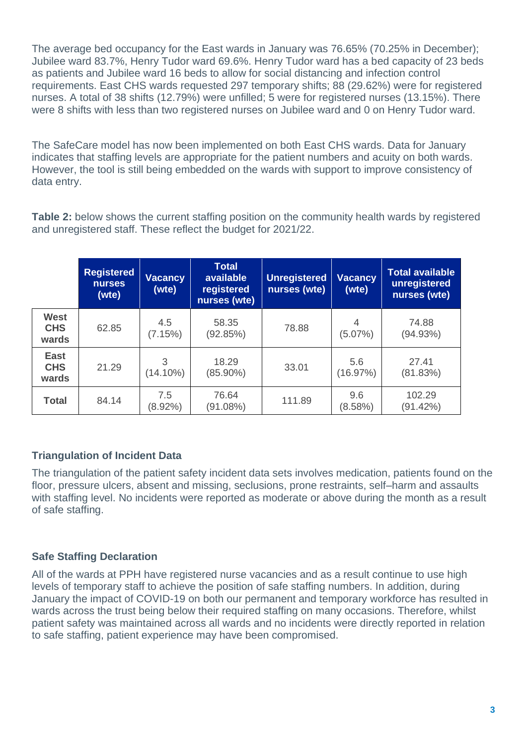The average bed occupancy for the East wards in January was 76.65% (70.25% in December); Jubilee ward 83.7%, Henry Tudor ward 69.6%. Henry Tudor ward has a bed capacity of 23 beds as patients and Jubilee ward 16 beds to allow for social distancing and infection control requirements. East CHS wards requested 297 temporary shifts; 88 (29.62%) were for registered nurses. A total of 38 shifts (12.79%) were unfilled; 5 were for registered nurses (13.15%). There were 8 shifts with less than two registered nurses on Jubilee ward and 0 on Henry Tudor ward.

The SafeCare model has now been implemented on both East CHS wards. Data for January indicates that staffing levels are appropriate for the patient numbers and acuity on both wards. However, the tool is still being embedded on the wards with support to improve consistency of data entry.

**Table 2:** below shows the current staffing position on the community health wards by registered and unregistered staff. These reflect the budget for 2021/22.

| | Registered nurses (wte) | Vacancy (wte) | Total available registered nurses (wte) | Unregistered nurses (wte) | Vacancy (wte) | Total available unregistered nurses (wte) |
|---|---|---|---|---|---|---|
| **West CHS wards** | 62.85 | 4.5 (7.15%) | 58.35 (92.85%) | 78.88 | 4 (5.07%) | 74.88 (94.93%) |
| **East CHS wards** | 21.29 | 3 (14.10%) | 18.29 (85.90%) | 33.01 | 5.6 (16.97%) | 27.41 (81.83%) |
| **Total** | 84.14 | 7.5 (8.92%) | 76.64 (91.08%) | 111.89 | 9.6 (8.58%) | 102.29 (91.42%) |

### Triangulation of Incident Data

The triangulation of the patient safety incident data sets involves medication, patients found on the floor, pressure ulcers, absent and missing, seclusions, prone restraints, self–harm and assaults with staffing level. No incidents were reported as moderate or above during the month as a result of safe staffing.

### Safe Staffing Declaration

All of the wards at PPH have registered nurse vacancies and as a result continue to use high levels of temporary staff to achieve the position of safe staffing numbers. In addition, during January the impact of COVID-19 on both our permanent and temporary workforce has resulted in wards across the trust being below their required staffing on many occasions. Therefore, whilst patient safety was maintained across all wards and no incidents were directly reported in relation to safe staffing, patient experience may have been compromised.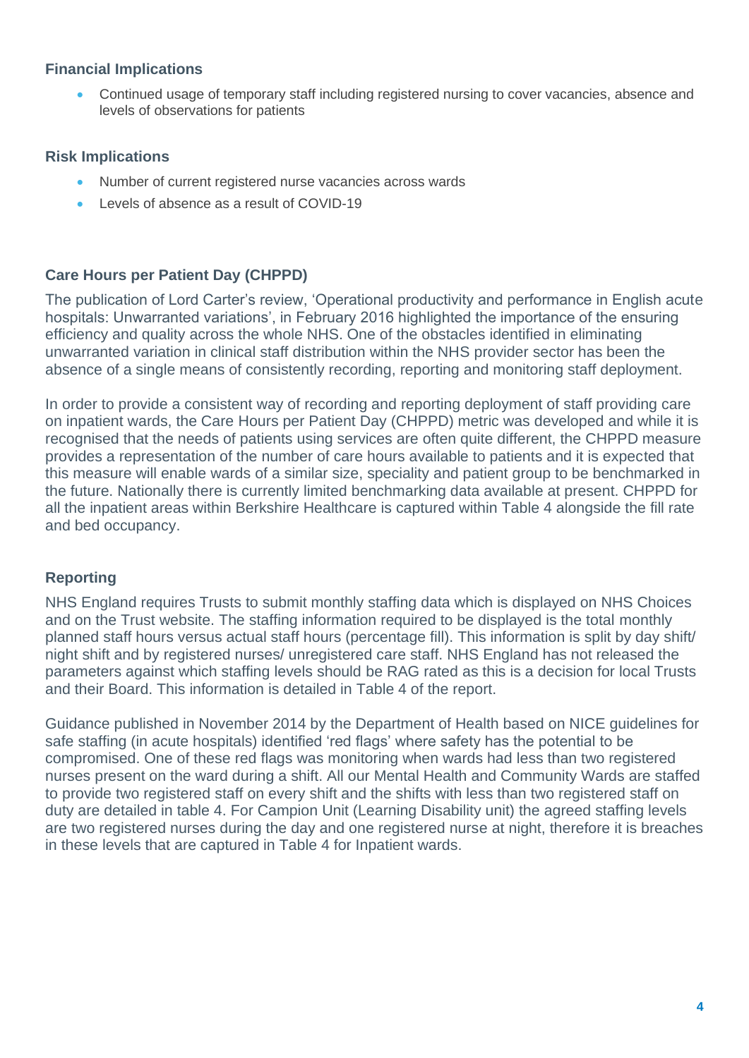### Financial Implications

- Continued usage of temporary staff including registered nursing to cover vacancies, absence and levels of observations for patients

### Risk Implications

- Number of current registered nurse vacancies across wards
- Levels of absence as a result of COVID-19

### Care Hours per Patient Day (CHPPD)

The publication of Lord Carter's review, 'Operational productivity and performance in English acute hospitals: Unwarranted variations', in February 2016 highlighted the importance of the ensuring efficiency and quality across the whole NHS. One of the obstacles identified in eliminating unwarranted variation in clinical staff distribution within the NHS provider sector has been the absence of a single means of consistently recording, reporting and monitoring staff deployment.

In order to provide a consistent way of recording and reporting deployment of staff providing care on inpatient wards, the Care Hours per Patient Day (CHPPD) metric was developed and while it is recognised that the needs of patients using services are often quite different, the CHPPD measure provides a representation of the number of care hours available to patients and it is expected that this measure will enable wards of a similar size, speciality and patient group to be benchmarked in the future. Nationally there is currently limited benchmarking data available at present. CHPPD for all the inpatient areas within Berkshire Healthcare is captured within Table 4 alongside the fill rate and bed occupancy.

### Reporting

NHS England requires Trusts to submit monthly staffing data which is displayed on NHS Choices and on the Trust website. The staffing information required to be displayed is the total monthly planned staff hours versus actual staff hours (percentage fill). This information is split by day shift/ night shift and by registered nurses/ unregistered care staff. NHS England has not released the parameters against which staffing levels should be RAG rated as this is a decision for local Trusts and their Board. This information is detailed in Table 4 of the report.

Guidance published in November 2014 by the Department of Health based on NICE guidelines for safe staffing (in acute hospitals) identified 'red flags' where safety has the potential to be compromised. One of these red flags was monitoring when wards had less than two registered nurses present on the ward during a shift. All our Mental Health and Community Wards are staffed to provide two registered staff on every shift and the shifts with less than two registered staff on duty are detailed in table 4. For Campion Unit (Learning Disability unit) the agreed staffing levels are two registered nurses during the day and one registered nurse at night, therefore it is breaches in these levels that are captured in Table 4 for Inpatient wards.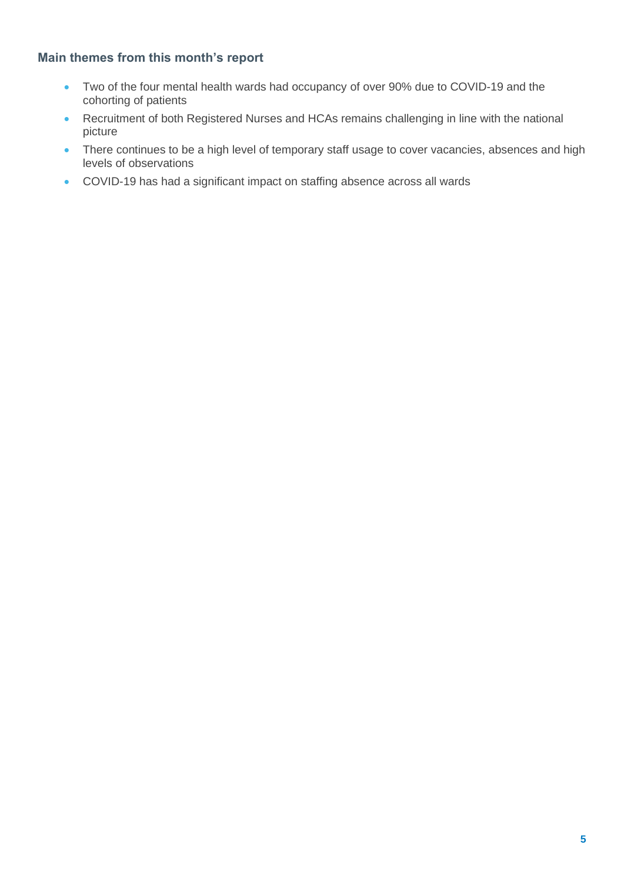### Main themes from this month's report

- Two of the four mental health wards had occupancy of over 90% due to COVID-19 and the cohorting of patients
- Recruitment of both Registered Nurses and HCAs remains challenging in line with the national picture
- There continues to be a high level of temporary staff usage to cover vacancies, absences and high levels of observations
- COVID-19 has had a significant impact on staffing absence across all wards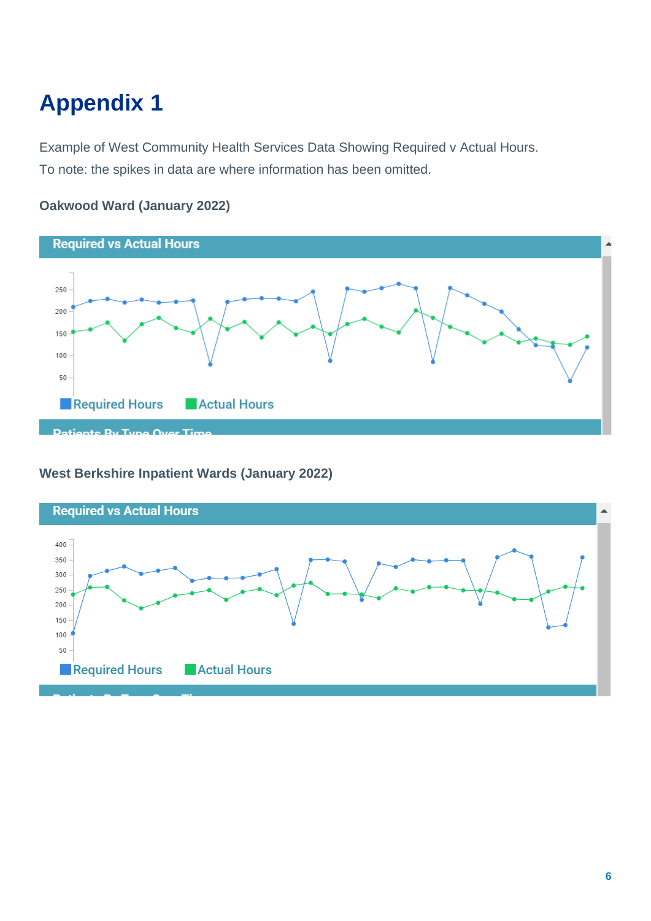# Appendix 1

Example of West Community Health Services Data Showing Required v Actual Hours.
To note: the spikes in data are where information has been omitted.

### Oakwood Ward (January 2022)

### West Berkshire Inpatient Wards (January 2022)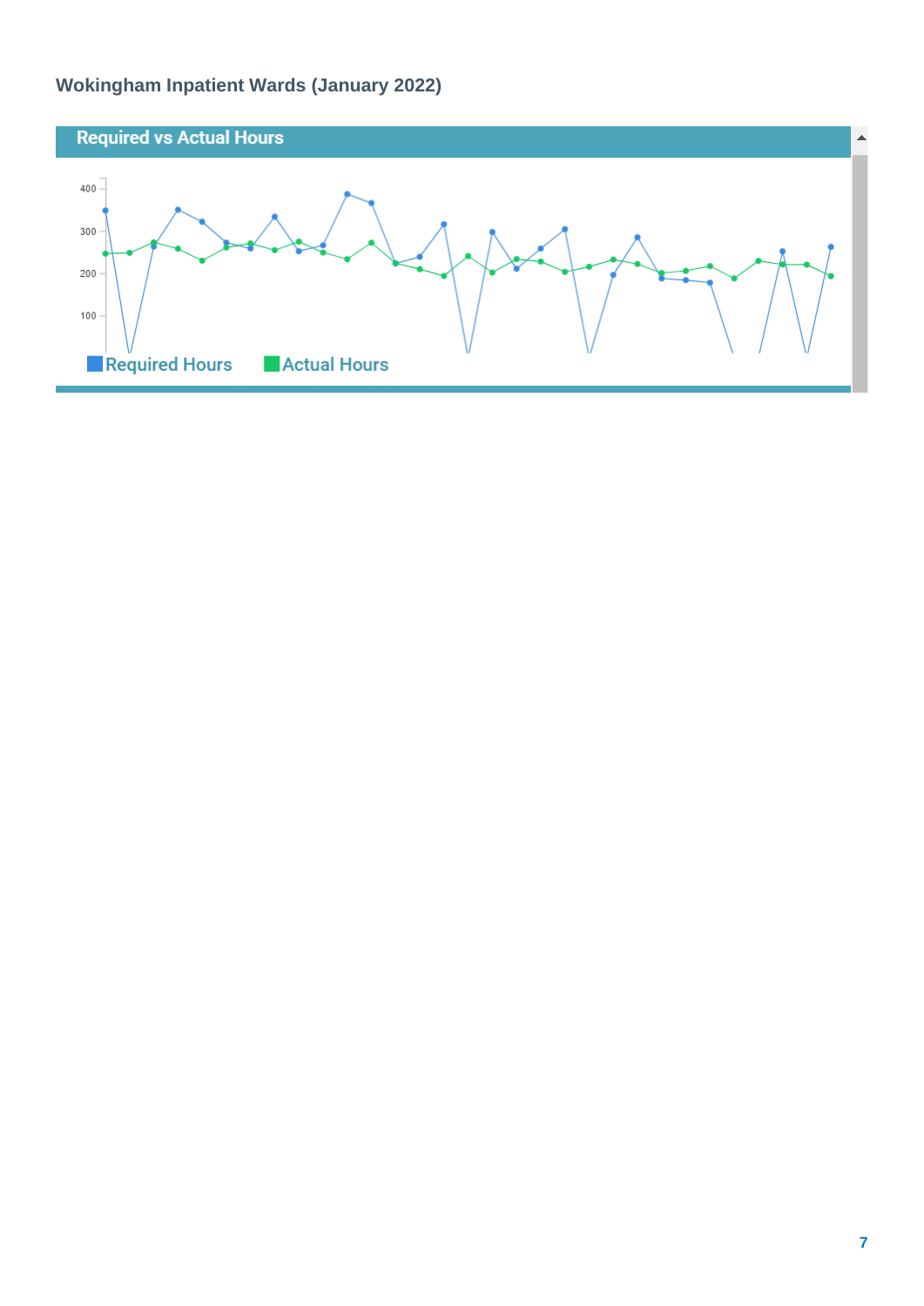### Wokingham Inpatient Wards (January 2022)

**Required vs Actual Hours**

Required Hours  Actual Hours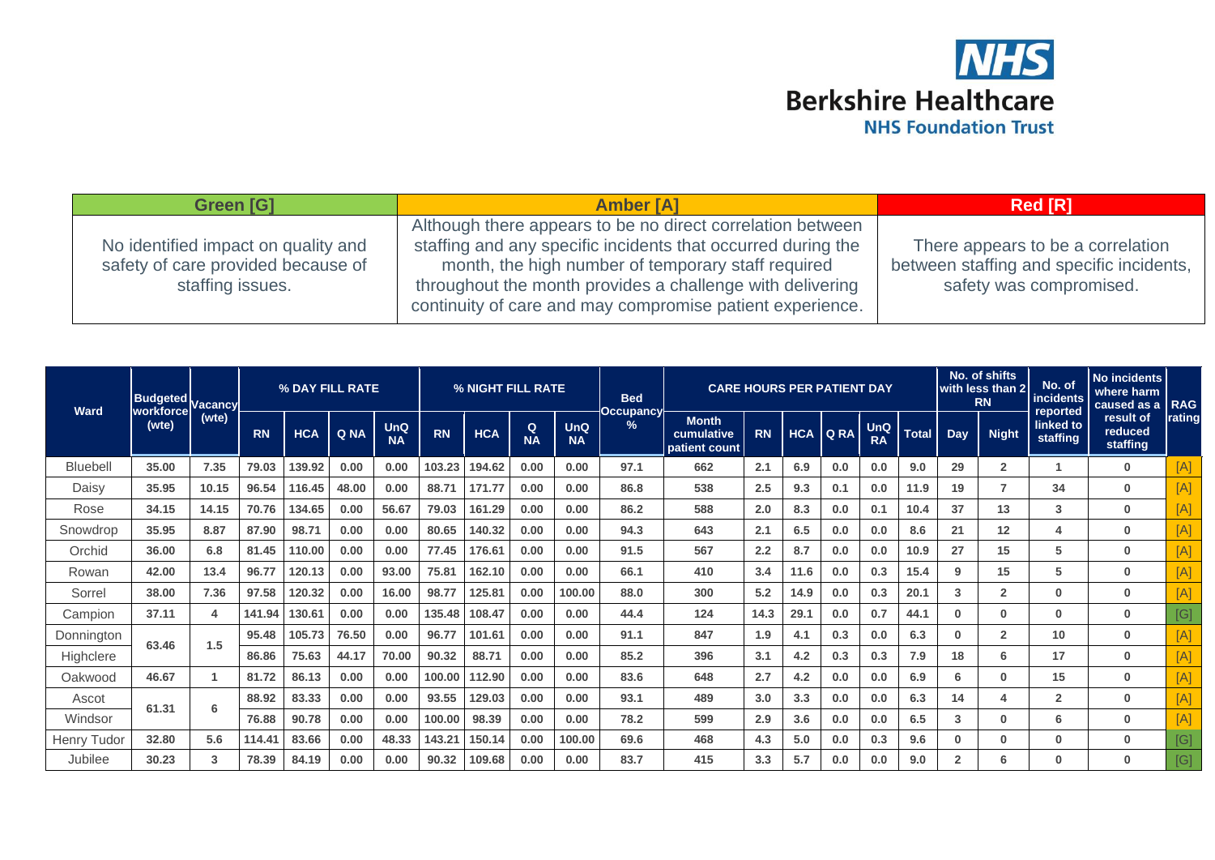| Green [G] | Amber [A] | Red [R] |
|---|---|---|
| No identified impact on quality and safety of care provided because of staffing issues. | Although there appears to be no direct correlation between staffing and any specific incidents that occurred during the month, the high number of temporary staff required throughout the month provides a challenge with delivering continuity of care and may compromise patient experience. | There appears to be a correlation between staffing and specific incidents, safety was compromised. |

| Ward | Budgeted workforce (wte) | Vacancy (wte) | % DAY FILL RATE | | | | % NIGHT FILL RATE | | | | Bed Occupancy % | CARE HOURS PER PATIENT DAY | | | | | | No. of shifts with less than 2 RN | | No. of incidents reported linked to staffing | No incidents where harm caused as a result of reduced staffing | RAG rating |
|---|---|---|---|---|---|---|---|---|---|---|---|---|---|---|---|---|---|---|---|---|---|---|
| | | | RN | HCA | Q NA | UnQ NA | RN | HCA | Q NA | UnQ NA | | Month cumulative patient count | RN | HCA | Q RA | UnQ RA | Total | Day | Night | | | |
| Bluebell | 35.00 | 7.35 | 79.03 | 139.92 | 0.00 | 0.00 | 103.23 | 194.62 | 0.00 | 0.00 | 97.1 | 662 | 2.1 | 6.9 | 0.0 | 0.0 | 9.0 | 29 | 2 | 1 | 0 | [A] |
| Daisy | 35.95 | 10.15 | 96.54 | 116.45 | 48.00 | 0.00 | 88.71 | 171.77 | 0.00 | 0.00 | 86.8 | 538 | 2.5 | 9.3 | 0.1 | 0.0 | 11.9 | 19 | 7 | 34 | 0 | [A] |
| Rose | 34.15 | 14.15 | 70.76 | 134.65 | 0.00 | 56.67 | 79.03 | 161.29 | 0.00 | 0.00 | 86.2 | 588 | 2.0 | 8.3 | 0.0 | 0.1 | 10.4 | 37 | 13 | 3 | 0 | [A] |
| Snowdrop | 35.95 | 8.87 | 87.90 | 98.71 | 0.00 | 0.00 | 80.65 | 140.32 | 0.00 | 0.00 | 94.3 | 643 | 2.1 | 6.5 | 0.0 | 0.0 | 8.6 | 21 | 12 | 4 | 0 | [A] |
| Orchid | 36.00 | 6.8 | 81.45 | 110.00 | 0.00 | 0.00 | 77.45 | 176.61 | 0.00 | 0.00 | 91.5 | 567 | 2.2 | 8.7 | 0.0 | 0.0 | 10.9 | 27 | 15 | 5 | 0 | [A] |
| Rowan | 42.00 | 13.4 | 96.77 | 120.13 | 0.00 | 93.00 | 75.81 | 162.10 | 0.00 | 0.00 | 66.1 | 410 | 3.4 | 11.6 | 0.0 | 0.3 | 15.4 | 9 | 15 | 5 | 0 | [A] |
| Sorrel | 38.00 | 7.36 | 97.58 | 120.32 | 0.00 | 16.00 | 98.77 | 125.81 | 0.00 | 100.00 | 88.0 | 300 | 5.2 | 14.9 | 0.0 | 0.3 | 20.1 | 3 | 2 | 0 | 0 | [A] |
| Campion | 37.11 | 4 | 141.94 | 130.61 | 0.00 | 0.00 | 135.48 | 108.47 | 0.00 | 0.00 | 44.4 | 124 | 14.3 | 29.1 | 0.0 | 0.7 | 44.1 | 0 | 0 | 0 | 0 | [G] |
| Donnington | 63.46 | 1.5 | 95.48 | 105.73 | 76.50 | 0.00 | 96.77 | 101.61 | 0.00 | 0.00 | 91.1 | 847 | 1.9 | 4.1 | 0.3 | 0.0 | 6.3 | 0 | 2 | 10 | 0 | [A] |
| Highclere | | | 86.86 | 75.63 | 44.17 | 70.00 | 90.32 | 88.71 | 0.00 | 0.00 | 85.2 | 396 | 3.1 | 4.2 | 0.3 | 0.3 | 7.9 | 18 | 6 | 17 | 0 | [A] |
| Oakwood | 46.67 | 1 | 81.72 | 86.13 | 0.00 | 0.00 | 100.00 | 112.90 | 0.00 | 0.00 | 83.6 | 648 | 2.7 | 4.2 | 0.0 | 0.0 | 6.9 | 6 | 0 | 15 | 0 | [A] |
| Ascot | 61.31 | 6 | 88.92 | 83.33 | 0.00 | 0.00 | 93.55 | 129.03 | 0.00 | 0.00 | 93.1 | 489 | 3.0 | 3.3 | 0.0 | 0.0 | 6.3 | 14 | 4 | 2 | 0 | [A] |
| Windsor | | | 76.88 | 90.78 | 0.00 | 0.00 | 100.00 | 98.39 | 0.00 | 0.00 | 78.2 | 599 | 2.9 | 3.6 | 0.0 | 0.0 | 6.5 | 3 | 0 | 6 | 0 | [A] |
| Henry Tudor | 32.80 | 5.6 | 114.41 | 83.66 | 0.00 | 48.33 | 143.21 | 150.14 | 0.00 | 100.00 | 69.6 | 468 | 4.3 | 5.0 | 0.0 | 0.3 | 9.6 | 0 | 0 | 0 | 0 | [G] |
| Jubilee | 30.23 | 3 | 78.39 | 84.19 | 0.00 | 0.00 | 90.32 | 109.68 | 0.00 | 0.00 | 83.7 | 415 | 3.3 | 5.7 | 0.0 | 0.0 | 9.0 | 2 | 6 | 0 | 0 | [G] |